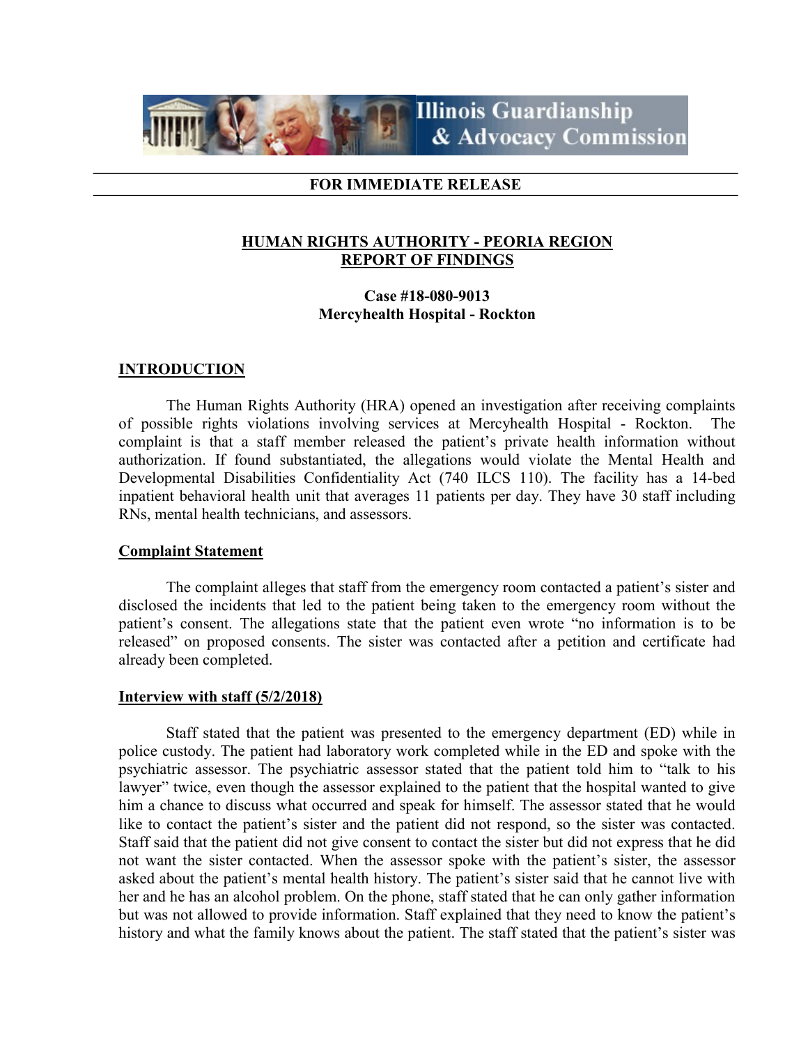Illinois Guardianship & Advocacy Commission

**FOR IMMEDIATE RELEASE**

# HUMAN RIGHTS AUTHORITY - PEORIA REGION
# REPORT OF FINDINGS

**Case #18-080-9013**
**Mercyhealth Hospital - Rockton**

## INTRODUCTION

The Human Rights Authority (HRA) opened an investigation after receiving complaints of possible rights violations involving services at Mercyhealth Hospital - Rockton. The complaint is that a staff member released the patient's private health information without authorization. If found substantiated, the allegations would violate the Mental Health and Developmental Disabilities Confidentiality Act (740 ILCS 110). The facility has a 14-bed inpatient behavioral health unit that averages 11 patients per day. They have 30 staff including RNs, mental health technicians, and assessors.

### Complaint Statement

The complaint alleges that staff from the emergency room contacted a patient's sister and disclosed the incidents that led to the patient being taken to the emergency room without the patient's consent. The allegations state that the patient even wrote "no information is to be released" on proposed consents. The sister was contacted after a petition and certificate had already been completed.

### Interview with staff (5/2/2018)

Staff stated that the patient was presented to the emergency department (ED) while in police custody. The patient had laboratory work completed while in the ED and spoke with the psychiatric assessor. The psychiatric assessor stated that the patient told him to "talk to his lawyer" twice, even though the assessor explained to the patient that the hospital wanted to give him a chance to discuss what occurred and speak for himself. The assessor stated that he would like to contact the patient's sister and the patient did not respond, so the sister was contacted. Staff said that the patient did not give consent to contact the sister but did not express that he did not want the sister contacted. When the assessor spoke with the patient's sister, the assessor asked about the patient's mental health history. The patient's sister said that he cannot live with her and he has an alcohol problem. On the phone, staff stated that he can only gather information but was not allowed to provide information. Staff explained that they need to know the patient's history and what the family knows about the patient. The staff stated that the patient's sister was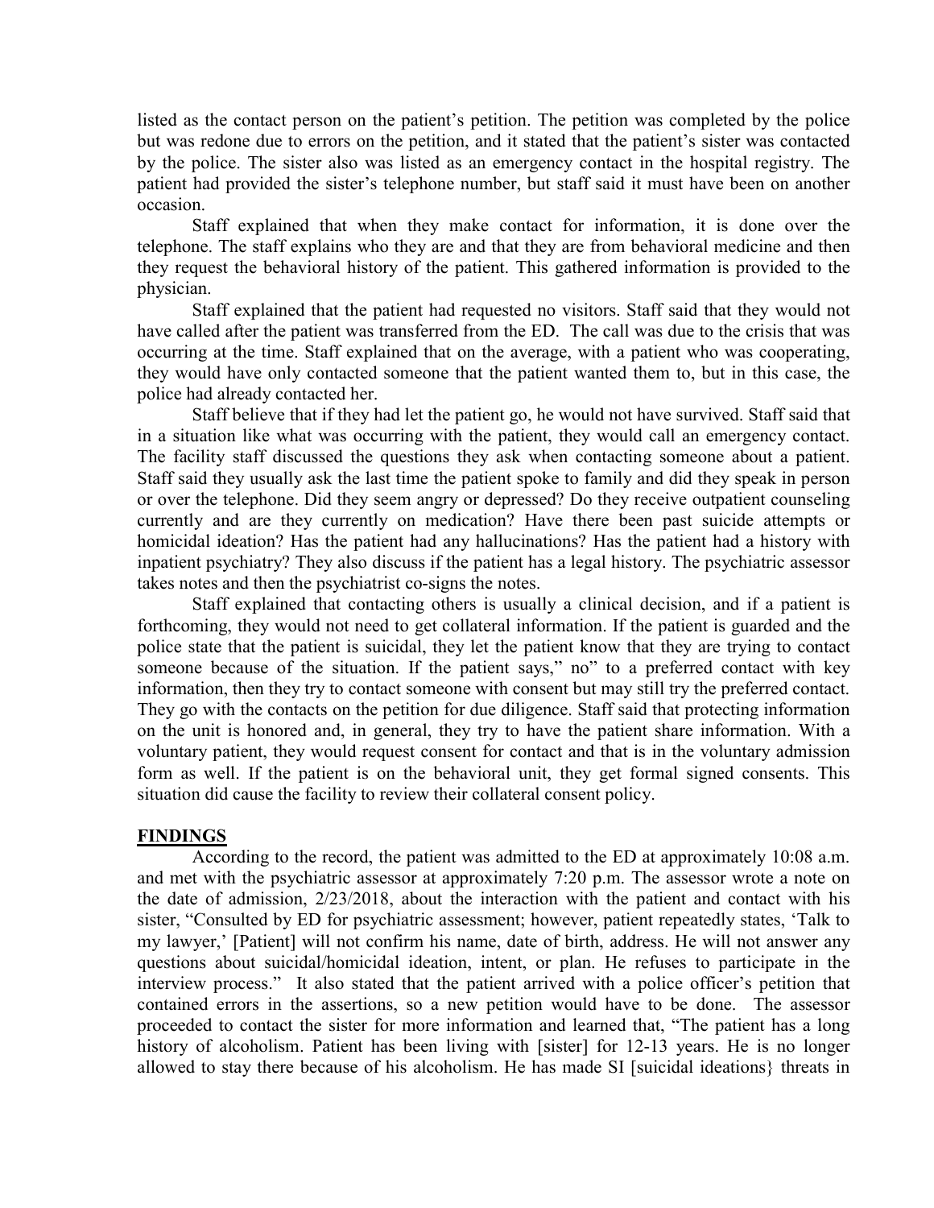listed as the contact person on the patient's petition. The petition was completed by the police but was redone due to errors on the petition, and it stated that the patient's sister was contacted by the police. The sister also was listed as an emergency contact in the hospital registry. The patient had provided the sister's telephone number, but staff said it must have been on another occasion.

Staff explained that when they make contact for information, it is done over the telephone. The staff explains who they are and that they are from behavioral medicine and then they request the behavioral history of the patient. This gathered information is provided to the physician.

Staff explained that the patient had requested no visitors. Staff said that they would not have called after the patient was transferred from the ED. The call was due to the crisis that was occurring at the time. Staff explained that on the average, with a patient who was cooperating, they would have only contacted someone that the patient wanted them to, but in this case, the police had already contacted her.

Staff believe that if they had let the patient go, he would not have survived. Staff said that in a situation like what was occurring with the patient, they would call an emergency contact. The facility staff discussed the questions they ask when contacting someone about a patient. Staff said they usually ask the last time the patient spoke to family and did they speak in person or over the telephone. Did they seem angry or depressed? Do they receive outpatient counseling currently and are they currently on medication? Have there been past suicide attempts or homicidal ideation? Has the patient had any hallucinations? Has the patient had a history with inpatient psychiatry? They also discuss if the patient has a legal history. The psychiatric assessor takes notes and then the psychiatrist co-signs the notes.

Staff explained that contacting others is usually a clinical decision, and if a patient is forthcoming, they would not need to get collateral information. If the patient is guarded and the police state that the patient is suicidal, they let the patient know that they are trying to contact someone because of the situation. If the patient says," no" to a preferred contact with key information, then they try to contact someone with consent but may still try the preferred contact. They go with the contacts on the petition for due diligence. Staff said that protecting information on the unit is honored and, in general, they try to have the patient share information. With a voluntary patient, they would request consent for contact and that is in the voluntary admission form as well. If the patient is on the behavioral unit, they get formal signed consents. This situation did cause the facility to review their collateral consent policy.

## FINDINGS

According to the record, the patient was admitted to the ED at approximately 10:08 a.m. and met with the psychiatric assessor at approximately 7:20 p.m. The assessor wrote a note on the date of admission, 2/23/2018, about the interaction with the patient and contact with his sister, "Consulted by ED for psychiatric assessment; however, patient repeatedly states, 'Talk to my lawyer,' [Patient] will not confirm his name, date of birth, address. He will not answer any questions about suicidal/homicidal ideation, intent, or plan. He refuses to participate in the interview process." It also stated that the patient arrived with a police officer's petition that contained errors in the assertions, so a new petition would have to be done. The assessor proceeded to contact the sister for more information and learned that, "The patient has a long history of alcoholism. Patient has been living with [sister] for 12-13 years. He is no longer allowed to stay there because of his alcoholism. He has made SI [suicidal ideations} threats in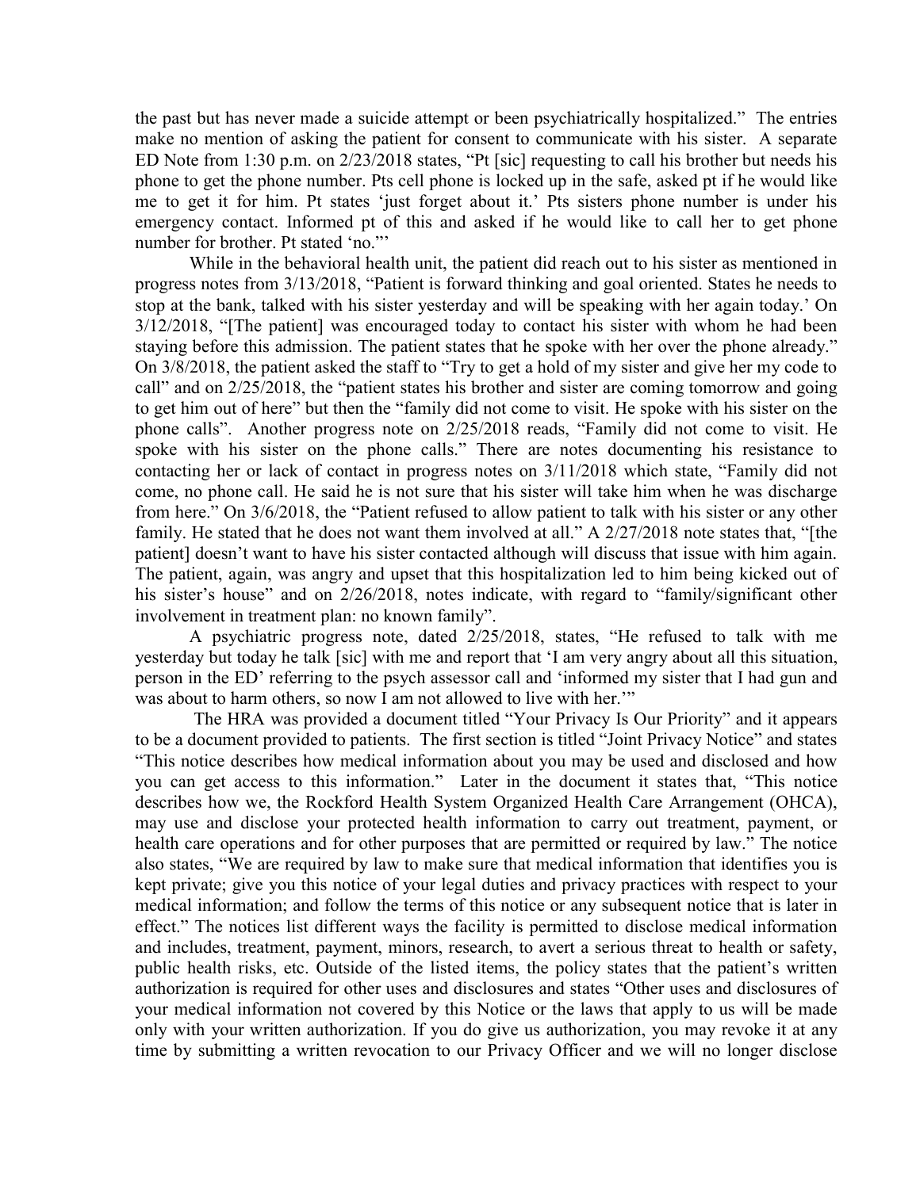the past but has never made a suicide attempt or been psychiatrically hospitalized." The entries make no mention of asking the patient for consent to communicate with his sister. A separate ED Note from 1:30 p.m. on 2/23/2018 states, "Pt [sic] requesting to call his brother but needs his phone to get the phone number. Pts cell phone is locked up in the safe, asked pt if he would like me to get it for him. Pt states 'just forget about it.' Pts sisters phone number is under his emergency contact. Informed pt of this and asked if he would like to call her to get phone number for brother. Pt stated 'no."'

While in the behavioral health unit, the patient did reach out to his sister as mentioned in progress notes from 3/13/2018, "Patient is forward thinking and goal oriented. States he needs to stop at the bank, talked with his sister yesterday and will be speaking with her again today.' On 3/12/2018, "[The patient] was encouraged today to contact his sister with whom he had been staying before this admission. The patient states that he spoke with her over the phone already." On 3/8/2018, the patient asked the staff to "Try to get a hold of my sister and give her my code to call" and on 2/25/2018, the "patient states his brother and sister are coming tomorrow and going to get him out of here" but then the "family did not come to visit. He spoke with his sister on the phone calls". Another progress note on 2/25/2018 reads, "Family did not come to visit. He spoke with his sister on the phone calls." There are notes documenting his resistance to contacting her or lack of contact in progress notes on 3/11/2018 which state, "Family did not come, no phone call. He said he is not sure that his sister will take him when he was discharge from here." On 3/6/2018, the "Patient refused to allow patient to talk with his sister or any other family. He stated that he does not want them involved at all." A 2/27/2018 note states that, "[the patient] doesn't want to have his sister contacted although will discuss that issue with him again. The patient, again, was angry and upset that this hospitalization led to him being kicked out of his sister's house" and on 2/26/2018, notes indicate, with regard to "family/significant other involvement in treatment plan: no known family".

A psychiatric progress note, dated 2/25/2018, states, "He refused to talk with me yesterday but today he talk [sic] with me and report that 'I am very angry about all this situation, person in the ED' referring to the psych assessor call and 'informed my sister that I had gun and was about to harm others, so now I am not allowed to live with her.'"

The HRA was provided a document titled "Your Privacy Is Our Priority" and it appears to be a document provided to patients. The first section is titled "Joint Privacy Notice" and states "This notice describes how medical information about you may be used and disclosed and how you can get access to this information." Later in the document it states that, "This notice describes how we, the Rockford Health System Organized Health Care Arrangement (OHCA), may use and disclose your protected health information to carry out treatment, payment, or health care operations and for other purposes that are permitted or required by law." The notice also states, "We are required by law to make sure that medical information that identifies you is kept private; give you this notice of your legal duties and privacy practices with respect to your medical information; and follow the terms of this notice or any subsequent notice that is later in effect." The notices list different ways the facility is permitted to disclose medical information and includes, treatment, payment, minors, research, to avert a serious threat to health or safety, public health risks, etc. Outside of the listed items, the policy states that the patient's written authorization is required for other uses and disclosures and states "Other uses and disclosures of your medical information not covered by this Notice or the laws that apply to us will be made only with your written authorization. If you do give us authorization, you may revoke it at any time by submitting a written revocation to our Privacy Officer and we will no longer disclose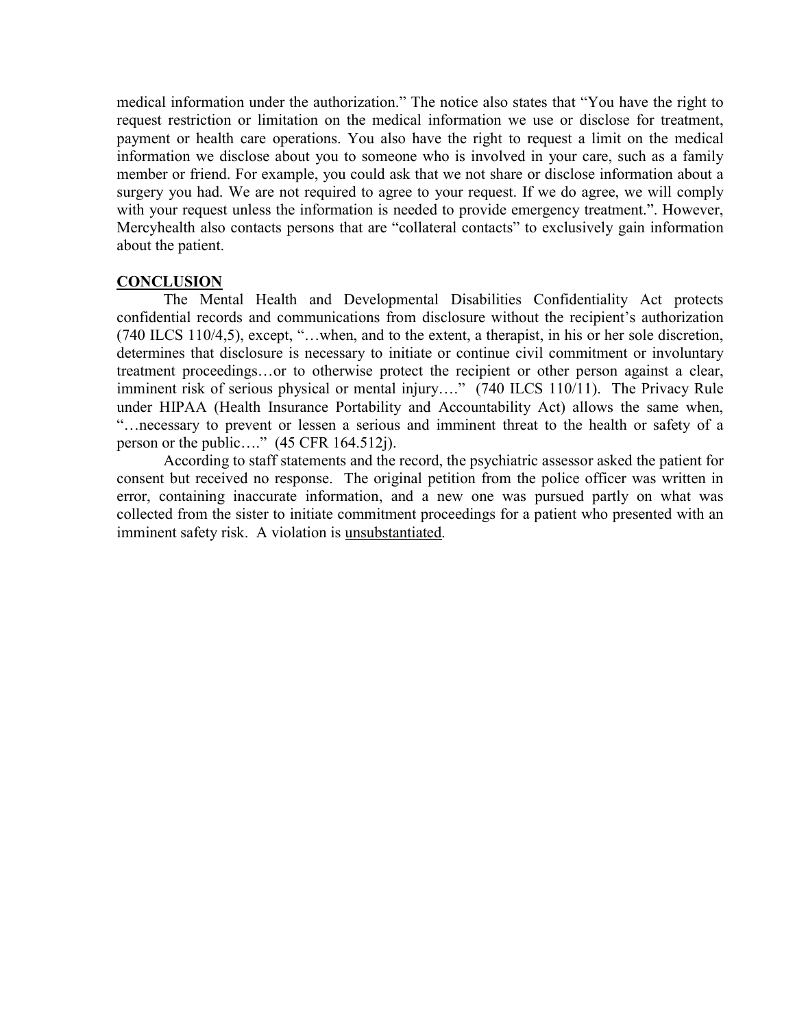medical information under the authorization." The notice also states that "You have the right to request restriction or limitation on the medical information we use or disclose for treatment, payment or health care operations. You also have the right to request a limit on the medical information we disclose about you to someone who is involved in your care, such as a family member or friend. For example, you could ask that we not share or disclose information about a surgery you had. We are not required to agree to your request. If we do agree, we will comply with your request unless the information is needed to provide emergency treatment.". However, Mercyhealth also contacts persons that are "collateral contacts" to exclusively gain information about the patient.

**CONCLUSION**

The Mental Health and Developmental Disabilities Confidentiality Act protects confidential records and communications from disclosure without the recipient's authorization (740 ILCS 110/4,5), except, "…when, and to the extent, a therapist, in his or her sole discretion, determines that disclosure is necessary to initiate or continue civil commitment or involuntary treatment proceedings…or to otherwise protect the recipient or other person against a clear, imminent risk of serious physical or mental injury…." (740 ILCS 110/11). The Privacy Rule under HIPAA (Health Insurance Portability and Accountability Act) allows the same when, "…necessary to prevent or lessen a serious and imminent threat to the health or safety of a person or the public…." (45 CFR 164.512j).

According to staff statements and the record, the psychiatric assessor asked the patient for consent but received no response. The original petition from the police officer was written in error, containing inaccurate information, and a new one was pursued partly on what was collected from the sister to initiate commitment proceedings for a patient who presented with an imminent safety risk. A violation is unsubstantiated.